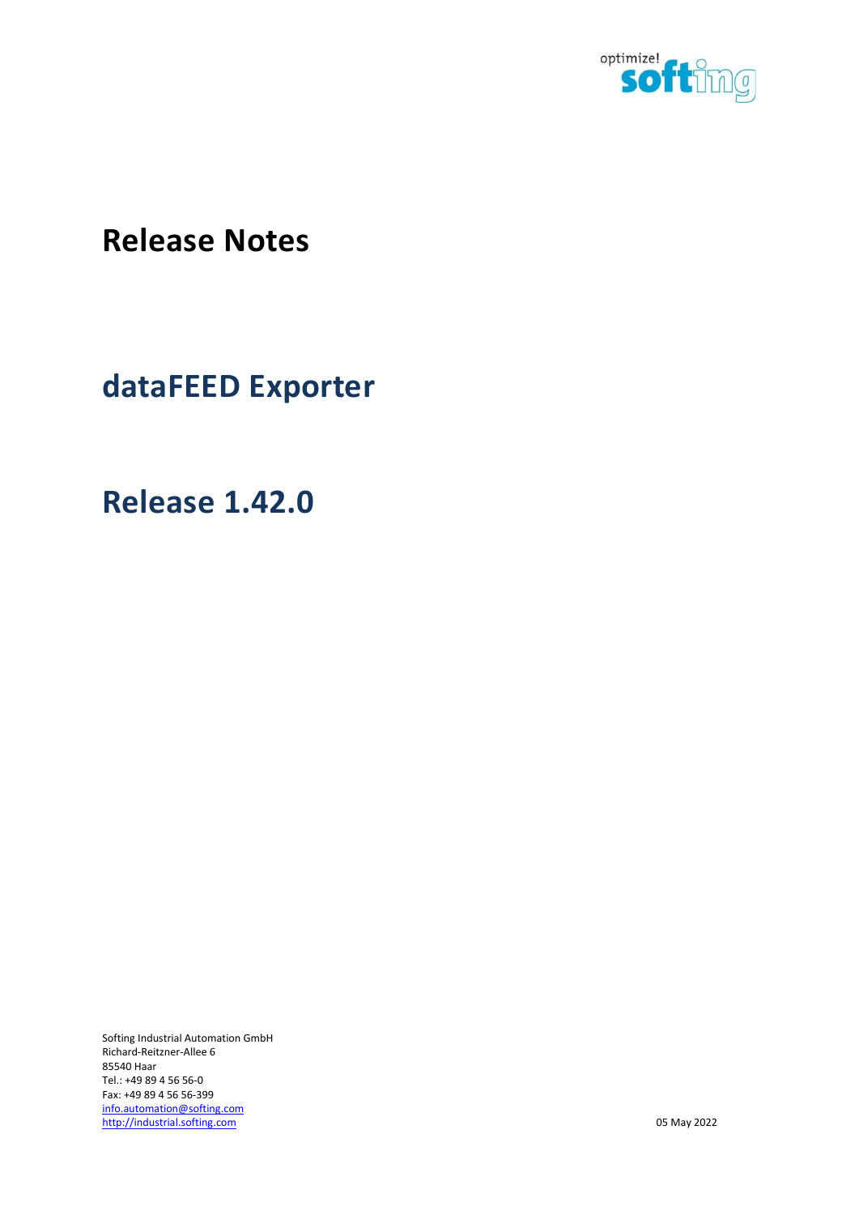# Release Notes

# dataFEED Exporter

# Release 1.42.0

Softing Industrial Automation GmbH
Richard-Reitzner-Allee 6
85540 Haar
Tel.: +49 89 4 56 56-0
Fax: +49 89 4 56 56-399
info.automation@softing.com
http://industrial.softing.com

05 May 2022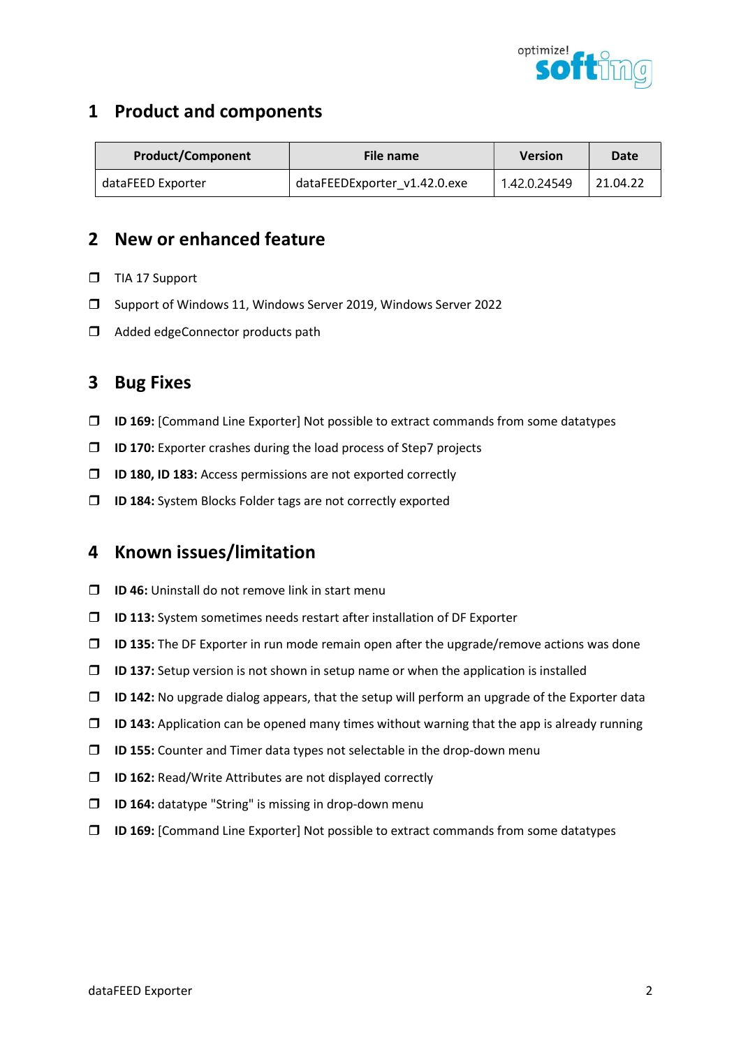# 1 Product and components

| Product/Component | File name | Version | Date |
| --- | --- | --- | --- |
| dataFEED Exporter | dataFEEDExporter_v1.42.0.exe | 1.42.0.24549 | 21.04.22 |

# 2 New or enhanced feature

- TIA 17 Support
- Support of Windows 11, Windows Server 2019, Windows Server 2022
- Added edgeConnector products path

# 3 Bug Fixes

- **ID 169:** [Command Line Exporter] Not possible to extract commands from some datatypes
- **ID 170:** Exporter crashes during the load process of Step7 projects
- **ID 180, ID 183:** Access permissions are not exported correctly
- **ID 184:** System Blocks Folder tags are not correctly exported

# 4 Known issues/limitation

- **ID 46:** Uninstall do not remove link in start menu
- **ID 113:** System sometimes needs restart after installation of DF Exporter
- **ID 135:** The DF Exporter in run mode remain open after the upgrade/remove actions was done
- **ID 137:** Setup version is not shown in setup name or when the application is installed
- **ID 142:** No upgrade dialog appears, that the setup will perform an upgrade of the Exporter data
- **ID 143:** Application can be opened many times without warning that the app is already running
- **ID 155:** Counter and Timer data types not selectable in the drop-down menu
- **ID 162:** Read/Write Attributes are not displayed correctly
- **ID 164:** datatype "String" is missing in drop-down menu
- **ID 169:** [Command Line Exporter] Not possible to extract commands from some datatypes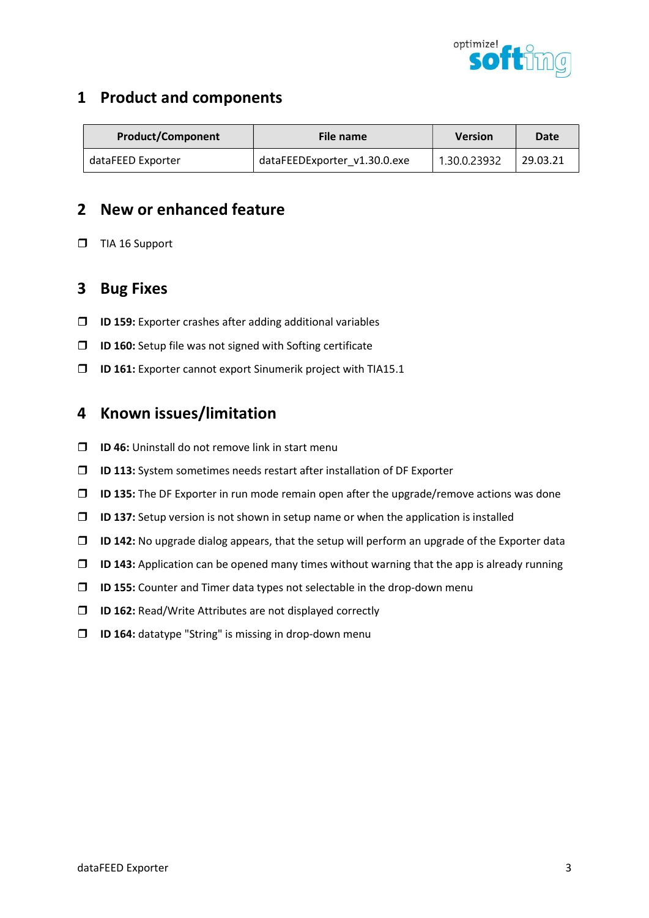## 1 Product and components

| Product/Component | File name | Version | Date |
|---|---|---|---|
| dataFEED Exporter | dataFEEDExporter_v1.30.0.exe | 1.30.0.23932 | 29.03.21 |

## 2 New or enhanced feature

- TIA 16 Support

## 3 Bug Fixes

- **ID 159:** Exporter crashes after adding additional variables
- **ID 160:** Setup file was not signed with Softing certificate
- **ID 161:** Exporter cannot export Sinumerik project with TIA15.1

## 4 Known issues/limitation

- **ID 46:** Uninstall do not remove link in start menu
- **ID 113:** System sometimes needs restart after installation of DF Exporter
- **ID 135:** The DF Exporter in run mode remain open after the upgrade/remove actions was done
- **ID 137:** Setup version is not shown in setup name or when the application is installed
- **ID 142:** No upgrade dialog appears, that the setup will perform an upgrade of the Exporter data
- **ID 143:** Application can be opened many times without warning that the app is already running
- **ID 155:** Counter and Timer data types not selectable in the drop-down menu
- **ID 162:** Read/Write Attributes are not displayed correctly
- **ID 164:** datatype "String" is missing in drop-down menu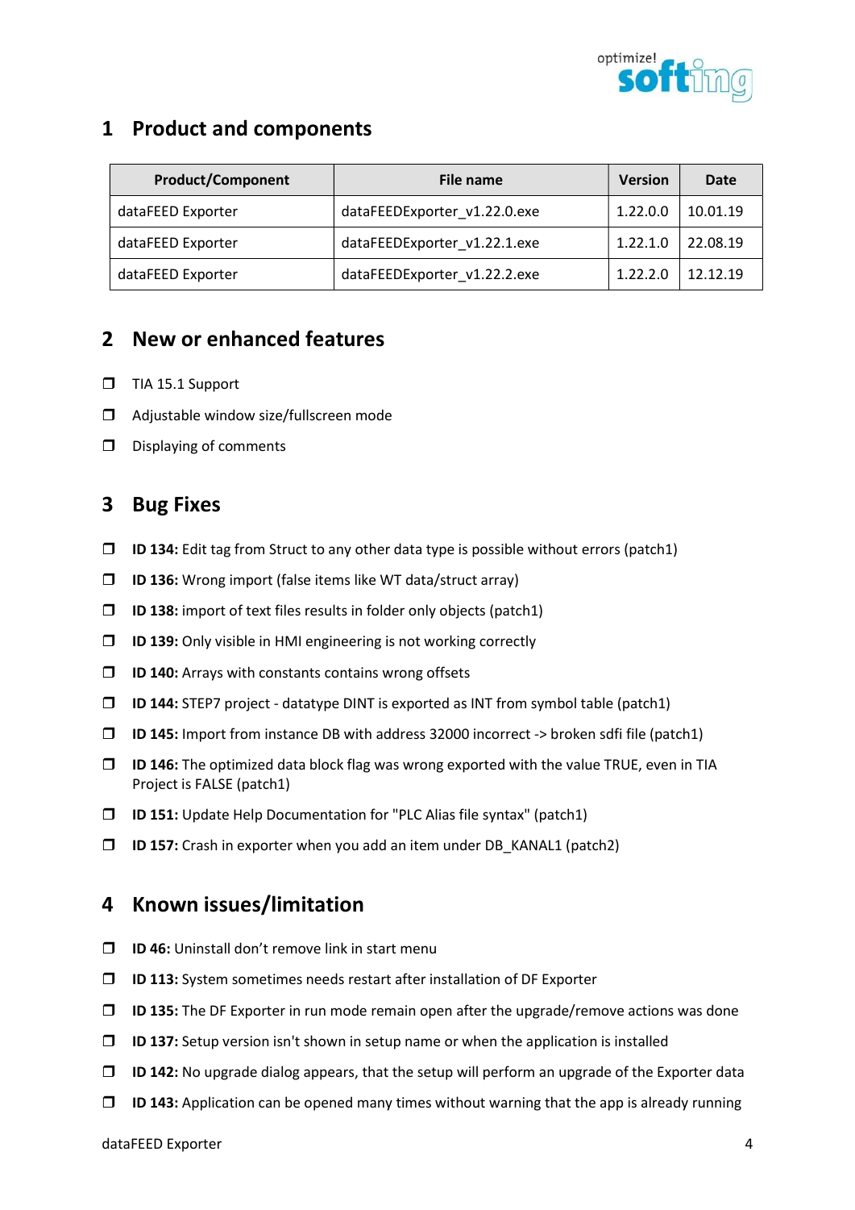## 1 Product and components

| Product/Component | File name | Version | Date |
| --- | --- | --- | --- |
| dataFEED Exporter | dataFEEDExporter_v1.22.0.exe | 1.22.0.0 | 10.01.19 |
| dataFEED Exporter | dataFEEDExporter_v1.22.1.exe | 1.22.1.0 | 22.08.19 |
| dataFEED Exporter | dataFEEDExporter_v1.22.2.exe | 1.22.2.0 | 12.12.19 |

## 2 New or enhanced features

- TIA 15.1 Support
- Adjustable window size/fullscreen mode
- Displaying of comments

## 3 Bug Fixes

- **ID 134:** Edit tag from Struct to any other data type is possible without errors (patch1)
- **ID 136:** Wrong import (false items like WT data/struct array)
- **ID 138:** import of text files results in folder only objects (patch1)
- **ID 139:** Only visible in HMI engineering is not working correctly
- **ID 140:** Arrays with constants contains wrong offsets
- **ID 144:** STEP7 project - datatype DINT is exported as INT from symbol table (patch1)
- **ID 145:** Import from instance DB with address 32000 incorrect -> broken sdfi file (patch1)
- **ID 146:** The optimized data block flag was wrong exported with the value TRUE, even in TIA Project is FALSE (patch1)
- **ID 151:** Update Help Documentation for "PLC Alias file syntax" (patch1)
- **ID 157:** Crash in exporter when you add an item under DB_KANAL1 (patch2)

## 4 Known issues/limitation

- **ID 46:** Uninstall don't remove link in start menu
- **ID 113:** System sometimes needs restart after installation of DF Exporter
- **ID 135:** The DF Exporter in run mode remain open after the upgrade/remove actions was done
- **ID 137:** Setup version isn't shown in setup name or when the application is installed
- **ID 142:** No upgrade dialog appears, that the setup will perform an upgrade of the Exporter data
- **ID 143:** Application can be opened many times without warning that the app is already running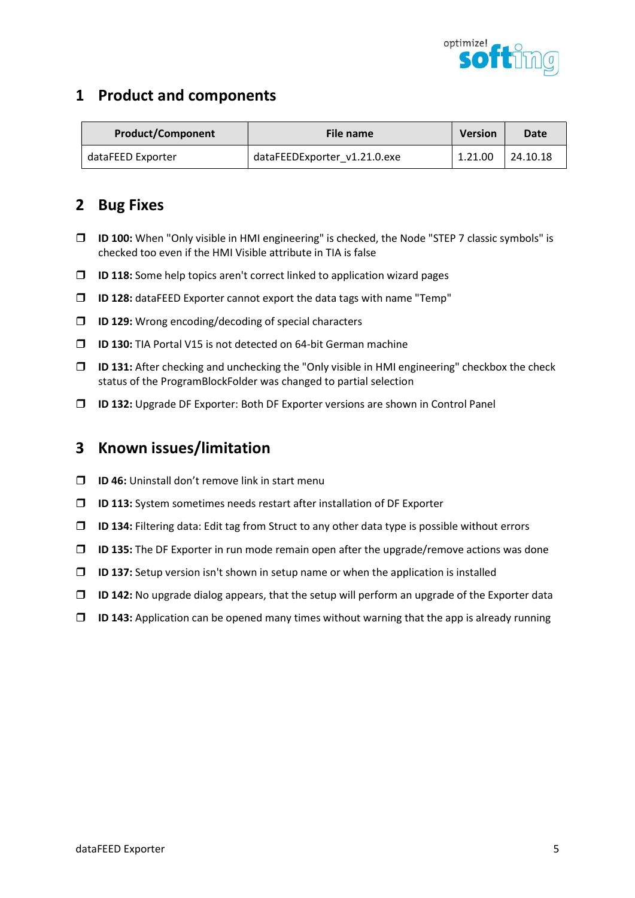# 1 Product and components

| Product/Component | File name | Version | Date |
| --- | --- | --- | --- |
| dataFEED Exporter | dataFEEDExporter_v1.21.0.exe | 1.21.00 | 24.10.18 |

# 2 Bug Fixes

- **ID 100:** When "Only visible in HMI engineering" is checked, the Node "STEP 7 classic symbols" is checked too even if the HMI Visible attribute in TIA is false
- **ID 118:** Some help topics aren't correct linked to application wizard pages
- **ID 128:** dataFEED Exporter cannot export the data tags with name "Temp"
- **ID 129:** Wrong encoding/decoding of special characters
- **ID 130:** TIA Portal V15 is not detected on 64-bit German machine
- **ID 131:** After checking and unchecking the "Only visible in HMI engineering" checkbox the check status of the ProgramBlockFolder was changed to partial selection
- **ID 132:** Upgrade DF Exporter: Both DF Exporter versions are shown in Control Panel

# 3 Known issues/limitation

- **ID 46:** Uninstall don't remove link in start menu
- **ID 113:** System sometimes needs restart after installation of DF Exporter
- **ID 134:** Filtering data: Edit tag from Struct to any other data type is possible without errors
- **ID 135:** The DF Exporter in run mode remain open after the upgrade/remove actions was done
- **ID 137:** Setup version isn't shown in setup name or when the application is installed
- **ID 142:** No upgrade dialog appears, that the setup will perform an upgrade of the Exporter data
- **ID 143:** Application can be opened many times without warning that the app is already running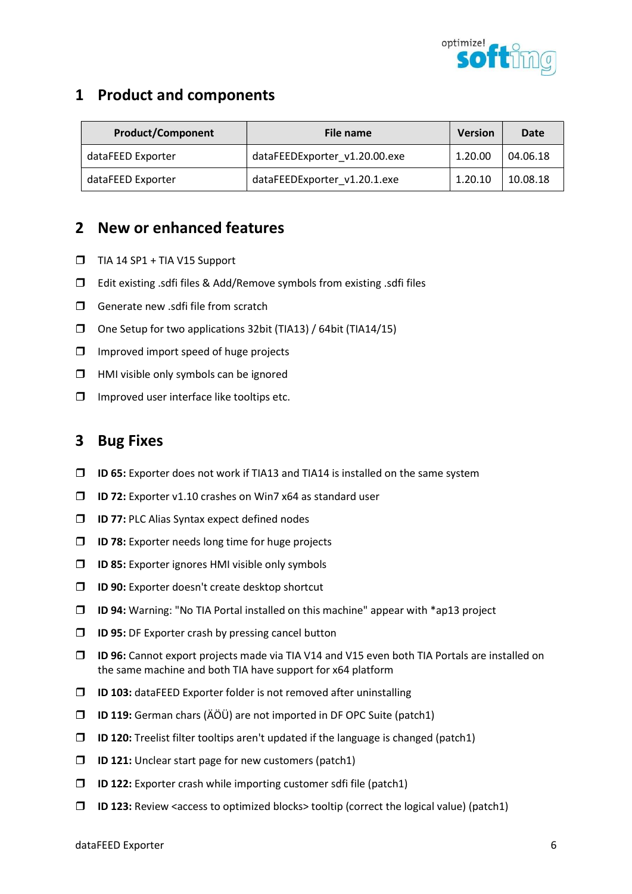## 1 Product and components

| Product/Component | File name | Version | Date |
|---|---|---|---|
| dataFEED Exporter | dataFEEDExporter_v1.20.00.exe | 1.20.00 | 04.06.18 |
| dataFEED Exporter | dataFEEDExporter_v1.20.1.exe | 1.20.10 | 10.08.18 |

## 2 New or enhanced features

- TIA 14 SP1 + TIA V15 Support
- Edit existing .sdfi files & Add/Remove symbols from existing .sdfi files
- Generate new .sdfi file from scratch
- One Setup for two applications 32bit (TIA13) / 64bit (TIA14/15)
- Improved import speed of huge projects
- HMI visible only symbols can be ignored
- Improved user interface like tooltips etc.

## 3 Bug Fixes

- **ID 65:** Exporter does not work if TIA13 and TIA14 is installed on the same system
- **ID 72:** Exporter v1.10 crashes on Win7 x64 as standard user
- **ID 77:** PLC Alias Syntax expect defined nodes
- **ID 78:** Exporter needs long time for huge projects
- **ID 85:** Exporter ignores HMI visible only symbols
- **ID 90:** Exporter doesn't create desktop shortcut
- **ID 94:** Warning: "No TIA Portal installed on this machine" appear with *ap13 project
- **ID 95:** DF Exporter crash by pressing cancel button
- **ID 96:** Cannot export projects made via TIA V14 and V15 even both TIA Portals are installed on the same machine and both TIA have support for x64 platform
- **ID 103:** dataFEED Exporter folder is not removed after uninstalling
- **ID 119:** German chars (ÄÖÜ) are not imported in DF OPC Suite (patch1)
- **ID 120:** Treelist filter tooltips aren't updated if the language is changed (patch1)
- **ID 121:** Unclear start page for new customers (patch1)
- **ID 122:** Exporter crash while importing customer sdfi file (patch1)
- **ID 123:** Review <access to optimized blocks> tooltip (correct the logical value) (patch1)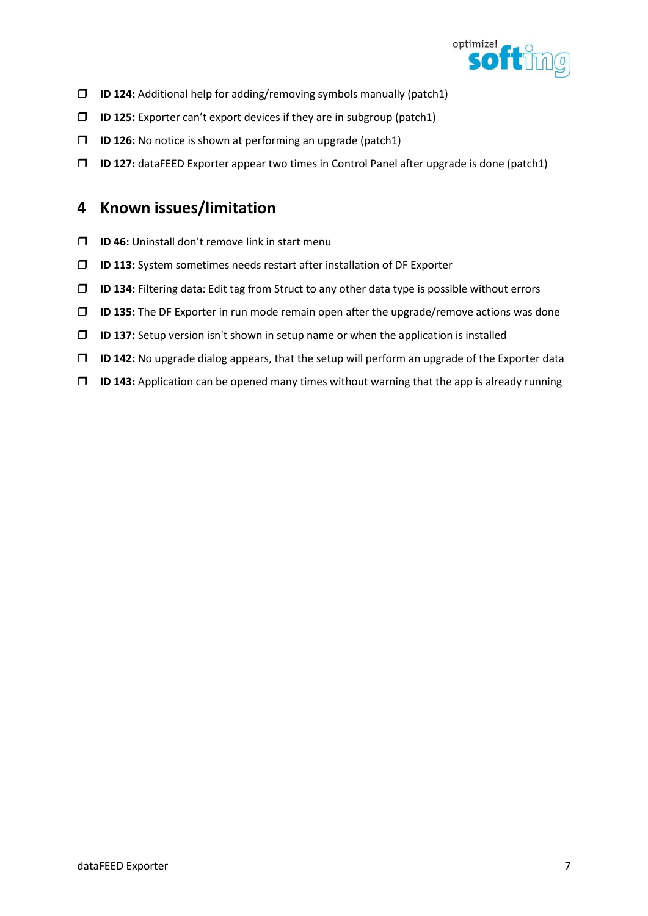- **ID 124:** Additional help for adding/removing symbols manually (patch1)
- **ID 125:** Exporter can't export devices if they are in subgroup (patch1)
- **ID 126:** No notice is shown at performing an upgrade (patch1)
- **ID 127:** dataFEED Exporter appear two times in Control Panel after upgrade is done (patch1)

# 4 Known issues/limitation

- **ID 46:** Uninstall don't remove link in start menu
- **ID 113:** System sometimes needs restart after installation of DF Exporter
- **ID 134:** Filtering data: Edit tag from Struct to any other data type is possible without errors
- **ID 135:** The DF Exporter in run mode remain open after the upgrade/remove actions was done
- **ID 137:** Setup version isn't shown in setup name or when the application is installed
- **ID 142:** No upgrade dialog appears, that the setup will perform an upgrade of the Exporter data
- **ID 143:** Application can be opened many times without warning that the app is already running